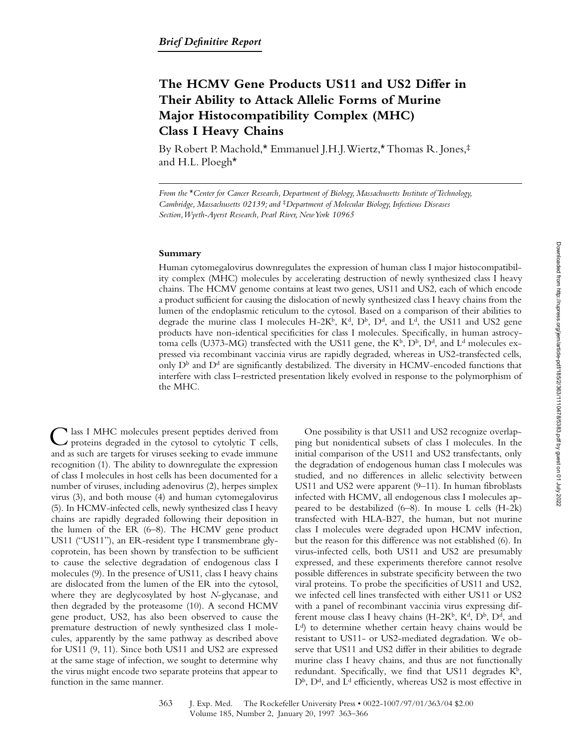*Brief Definitive Report*

# The HCMV Gene Products US11 and US2 Differ in Their Ability to Attack Allelic Forms of Murine Major Histocompatibility Complex (MHC) Class I Heavy Chains

By Robert P. Machold,* Emmanuel J.H.J. Wiertz,* Thomas R. Jones,‡ and H.L. Ploegh*

*From the \*Center for Cancer Research, Department of Biology, Massachusetts Institute of Technology, Cambridge, Massachusetts 02139; and ‡Department of Molecular Biology, Infectious Diseases Section, Wyeth-Ayerst Research, Pearl River, New York 10965*

## Summary

Human cytomegalovirus downregulates the expression of human class I major histocompatibility complex (MHC) molecules by accelerating destruction of newly synthesized class I heavy chains. The HCMV genome contains at least two genes, US11 and US2, each of which encode a product sufficient for causing the dislocation of newly synthesized class I heavy chains from the lumen of the endoplasmic reticulum to the cytosol. Based on a comparison of their abilities to degrade the murine class I molecules H-2K$^b$, K$^d$, D$^b$, D$^d$, and L$^d$, the US11 and US2 gene products have non-identical specificities for class I molecules. Specifically, in human astrocytoma cells (U373-MG) transfected with the US11 gene, the K$^b$, D$^b$, D$^d$, and L$^d$ molecules expressed via recombinant vaccinia virus are rapidly degraded, whereas in US2-transfected cells, only D$^b$ and D$^d$ are significantly destabilized. The diversity in HCMV-encoded functions that interfere with class I–restricted presentation likely evolved in response to the polymorphism of the MHC.

Class I MHC molecules present peptides derived from proteins degraded in the cytosol to cytolytic T cells, and as such are targets for viruses seeking to evade immune recognition (1). The ability to downregulate the expression of class I molecules in host cells has been documented for a number of viruses, including adenovirus (2), herpes simplex virus (3), and both mouse (4) and human cytomegalovirus (5). In HCMV-infected cells, newly synthesized class I heavy chains are rapidly degraded following their deposition in the lumen of the ER (6–8). The HCMV gene product US11 ("US11"), an ER-resident type I transmembrane glycoprotein, has been shown by transfection to be sufficient to cause the selective degradation of endogenous class I molecules (9). In the presence of US11, class I heavy chains are dislocated from the lumen of the ER into the cytosol, where they are deglycosylated by host *N*-glycanase, and then degraded by the proteasome (10). A second HCMV gene product, US2, has also been observed to cause the premature destruction of newly synthesized class I molecules, apparently by the same pathway as described above for US11 (9, 11). Since both US11 and US2 are expressed at the same stage of infection, we sought to determine why the virus might encode two separate proteins that appear to function in the same manner.

One possibility is that US11 and US2 recognize overlapping but nonidentical subsets of class I molecules. In the initial comparison of the US11 and US2 transfectants, only the degradation of endogenous human class I molecules was studied, and no differences in allelic selectivity between US11 and US2 were apparent (9–11). In human fibroblasts infected with HCMV, all endogenous class I molecules appeared to be destabilized (6–8). In mouse L cells (H-2k) transfected with HLA-B27, the human, but not murine class I molecules were degraded upon HCMV infection, but the reason for this difference was not established (6). In virus-infected cells, both US11 and US2 are presumably expressed, and these experiments therefore cannot resolve possible differences in substrate specificity between the two viral proteins. To probe the specificities of US11 and US2, we infected cell lines transfected with either US11 or US2 with a panel of recombinant vaccinia virus expressing different mouse class I heavy chains (H-2K$^b$, K$^d$, D$^b$, D$^d$, and L$^d$) to determine whether certain heavy chains would be resistant to US11- or US2-mediated degradation. We observe that US11 and US2 differ in their abilities to degrade murine class I heavy chains, and thus are not functionally redundant. Specifically, we find that US11 degrades K$^b$, D$^b$, D$^d$, and L$^d$ efficiently, whereas US2 is most effective in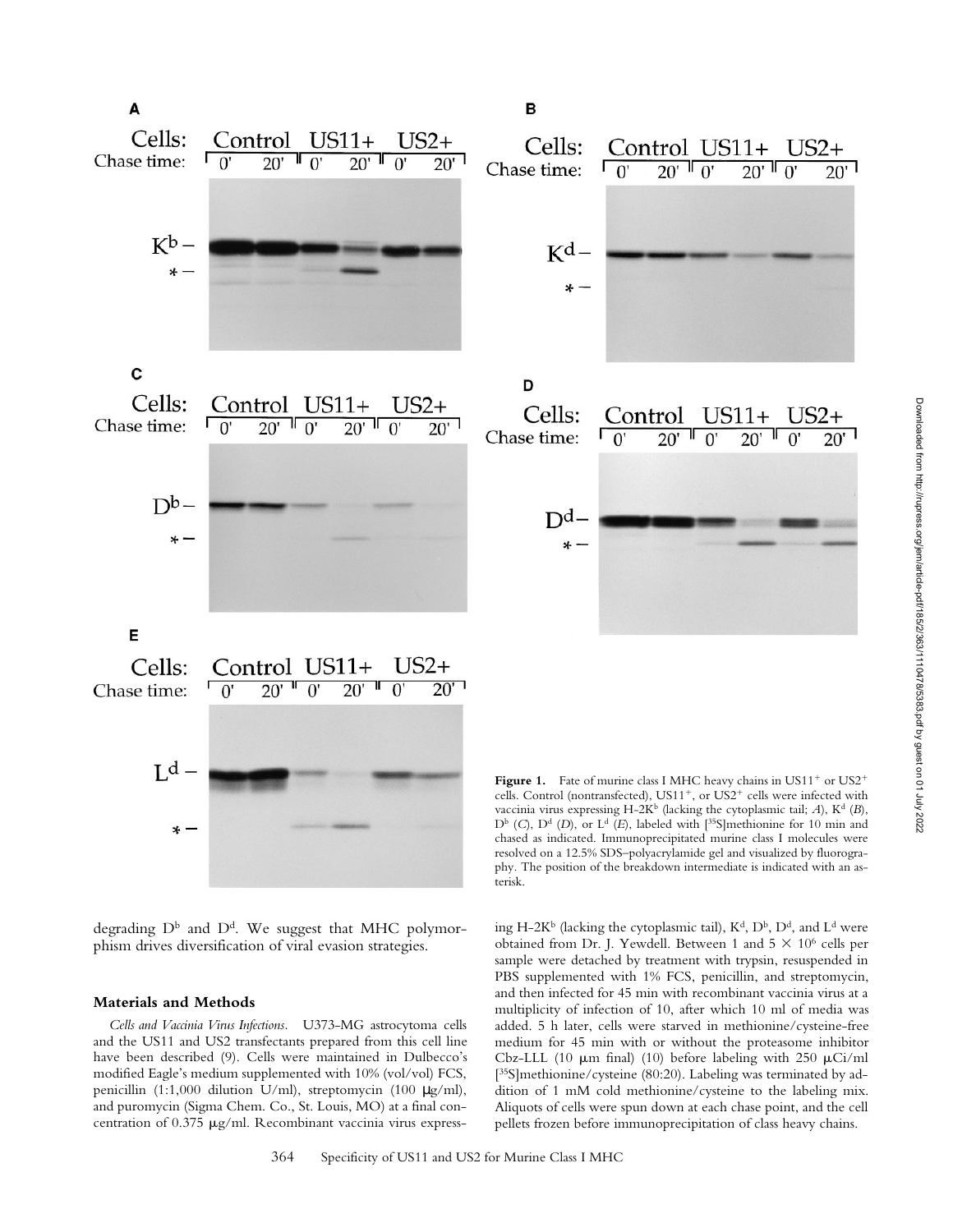**Figure 1.** Fate of murine class I MHC heavy chains in US11+ or US2+ cells. Control (nontransfected), US11+, or US2+ cells were infected with vaccinia virus expressing H-2K$^b$ (lacking the cytoplasmic tail; *A*), K$^d$ (*B*), D$^b$ (*C*), D$^d$ (*D*), or L$^d$ (*E*), labeled with [$^{35}$S]methionine for 10 min and chased as indicated. Immunoprecipitated murine class I molecules were resolved on a 12.5% SDS–polyacrylamide gel and visualized by fluorography. The position of the breakdown intermediate is indicated with an asterisk.

degrading D$^b$ and D$^d$. We suggest that MHC polymorphism drives diversification of viral evasion strategies.

## Materials and Methods

*Cells and Vaccinia Virus Infections.* U373-MG astrocytoma cells and the US11 and US2 transfectants prepared from this cell line have been described (9). Cells were maintained in Dulbecco's modified Eagle's medium supplemented with 10% (vol/vol) FCS, penicillin (1:1,000 dilution U/ml), streptomycin (100 μg/ml), and puromycin (Sigma Chem. Co., St. Louis, MO) at a final concentration of 0.375 μg/ml. Recombinant vaccinia virus expressing H-2K$^b$ (lacking the cytoplasmic tail), K$^d$, D$^b$, D$^d$, and L$^d$ were obtained from Dr. J. Yewdell. Between 1 and 5 × 10$^6$ cells per sample were detached by treatment with trypsin, resuspended in PBS supplemented with 1% FCS, penicillin, and streptomycin, and then infected for 45 min with recombinant vaccinia virus at a multiplicity of infection of 10, after which 10 ml of media was added. 5 h later, cells were starved in methionine/cysteine-free medium for 45 min with or without the proteasome inhibitor Cbz-LLL (10 μm final) (10) before labeling with 250 μCi/ml [$^{35}$S]methionine/cysteine (80:20). Labeling was terminated by addition of 1 mM cold methionine/cysteine to the labeling mix. Aliquots of cells were spun down at each chase point, and the cell pellets frozen before immunoprecipitation of class heavy chains.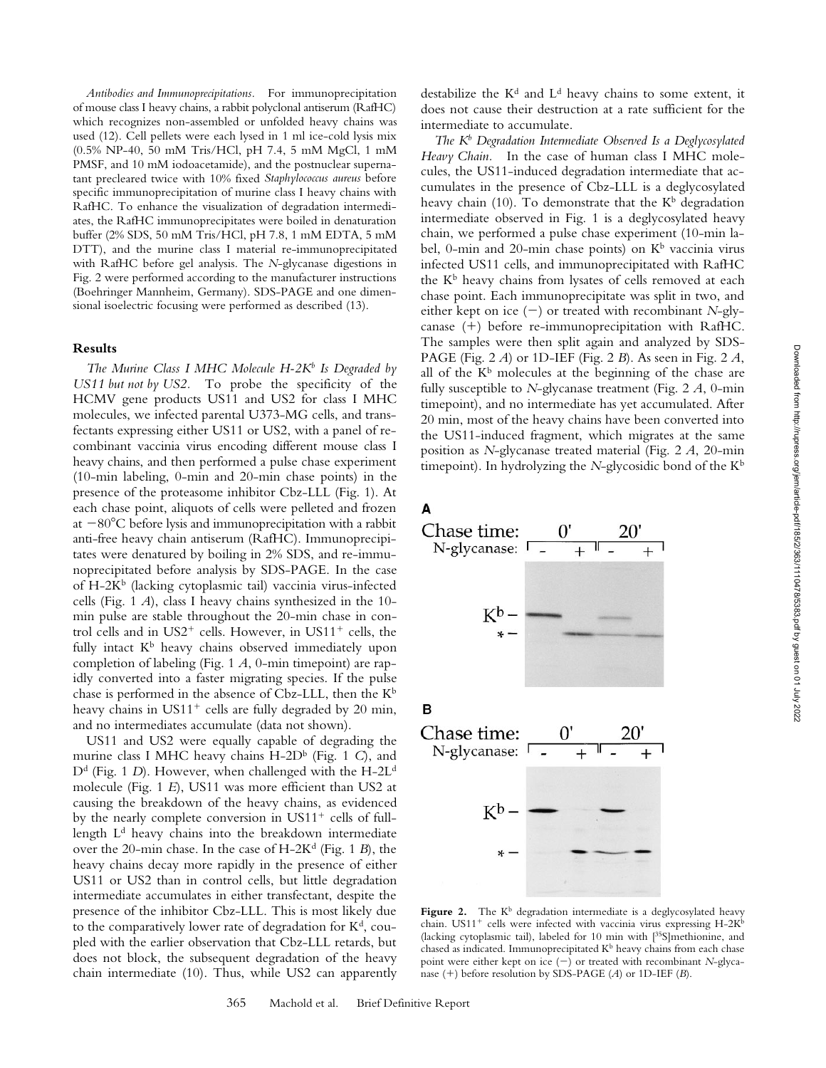*Antibodies and Immunoprecipitations.* For immunoprecipitation of mouse class I heavy chains, a rabbit polyclonal antiserum (RafHC) which recognizes non-assembled or unfolded heavy chains was used (12). Cell pellets were each lysed in 1 ml ice-cold lysis mix (0.5% NP-40, 50 mM Tris/HCl, pH 7.4, 5 mM $MgCl$, 1 mM PMSF, and 10 mM iodoacetamide), and the postnuclear supernatant precleared twice with 10% fixed *Staphylococcus aureus* before specific immunoprecipitation of murine class I heavy chains with RafHC. To enhance the visualization of degradation intermediates, the RafHC immunoprecipitates were boiled in denaturation buffer (2% SDS, 50 mM Tris/HCl, pH 7.8, 1 mM EDTA, 5 mM DTT), and the murine class I material re-immunoprecipitated with RafHC before gel analysis. The *N*-glycanase digestions in Fig. 2 were performed according to the manufacturer instructions (Boehringer Mannheim, Germany). SDS-PAGE and one dimensional isoelectric focusing were performed as described (13).

## Results

*The Murine Class I MHC Molecule H-2K$^b$ Is Degraded by US11 but not by US2.* To probe the specificity of the HCMV gene products US11 and US2 for class I MHC molecules, we infected parental U373-MG cells, and transfectants expressing either US11 or US2, with a panel of recombinant vaccinia virus encoding different mouse class I heavy chains, and then performed a pulse chase experiment (10-min labeling, 0-min and 20-min chase points) in the presence of the proteasome inhibitor Cbz-LLL (Fig. 1). At each chase point, aliquots of cells were pelleted and frozen at −80°C before lysis and immunoprecipitation with a rabbit anti-free heavy chain antiserum (RafHC). Immunoprecipitates were denatured by boiling in 2% SDS, and re-immunoprecipitated before analysis by SDS-PAGE. In the case of H-2K$^b$ (lacking cytoplasmic tail) vaccinia virus-infected cells (Fig. 1 *A*), class I heavy chains synthesized in the 10-min pulse are stable throughout the 20-min chase in control cells and in US2$^+$ cells. However, in US11$^+$ cells, the fully intact K$^b$ heavy chains observed immediately upon completion of labeling (Fig. 1 *A*, 0-min timepoint) are rapidly converted into a faster migrating species. If the pulse chase is performed in the absence of Cbz-LLL, then the K$^b$ heavy chains in US11$^+$ cells are fully degraded by 20 min, and no intermediates accumulate (data not shown).

US11 and US2 were equally capable of degrading the murine class I MHC heavy chains H-2D$^b$ (Fig. 1 *C*), and D$^d$ (Fig. 1 *D*). However, when challenged with the H-2L$^d$ molecule (Fig. 1 *E*), US11 was more efficient than US2 at causing the breakdown of the heavy chains, as evidenced by the nearly complete conversion in US11$^+$ cells of full-length L$^d$ heavy chains into the breakdown intermediate over the 20-min chase. In the case of H-2K$^d$ (Fig. 1 *B*), the heavy chains decay more rapidly in the presence of either US11 or US2 than in control cells, but little degradation intermediate accumulates in either transfectant, despite the presence of the inhibitor Cbz-LLL. This is most likely due to the comparatively lower rate of degradation for K$^d$, coupled with the earlier observation that Cbz-LLL retards, but does not block, the subsequent degradation of the heavy chain intermediate (10). Thus, while US2 can apparently destabilize the K$^d$ and L$^d$ heavy chains to some extent, it does not cause their destruction at a rate sufficient for the intermediate to accumulate.

*The K$^b$ Degradation Intermediate Observed Is a Deglycosylated Heavy Chain.* In the case of human class I MHC molecules, the US11-induced degradation intermediate that accumulates in the presence of Cbz-LLL is a deglycosylated heavy chain (10). To demonstrate that the K$^b$ degradation intermediate observed in Fig. 1 is a deglycosylated heavy chain, we performed a pulse chase experiment (10-min label, 0-min and 20-min chase points) on K$^b$ vaccinia virus infected US11 cells, and immunoprecipitated with RafHC the K$^b$ heavy chains from lysates of cells removed at each chase point. Each immunoprecipitate was split in two, and either kept on ice (−) or treated with recombinant *N*-glycanase (+) before re-immunoprecipitation with RafHC. The samples were then split again and analyzed by SDS-PAGE (Fig. 2 *A*) or 1D-IEF (Fig. 2 *B*). As seen in Fig. 2 *A*, all of the K$^b$ molecules at the beginning of the chase are fully susceptible to *N*-glycanase treatment (Fig. 2 *A*, 0-min timepoint), and no intermediate has yet accumulated. After 20 min, most of the heavy chains have been converted into the US11-induced fragment, which migrates at the same position as *N*-glycanase treated material (Fig. 2 *A*, 20-min timepoint). In hydrolyzing the *N*-glycosidic bond of the K$^b$

**Figure 2.** The K$^b$ degradation intermediate is a deglycosylated heavy chain. US11$^+$ cells were infected with vaccinia virus expressing H-2K$^b$ (lacking cytoplasmic tail), labeled for 10 min with [$^{35}$S]methionine, and chased as indicated. Immunoprecipitated K$^b$ heavy chains from each chase point were either kept on ice (−) or treated with recombinant *N*-glycanase (+) before resolution by SDS-PAGE (*A*) or 1D-IEF (*B*).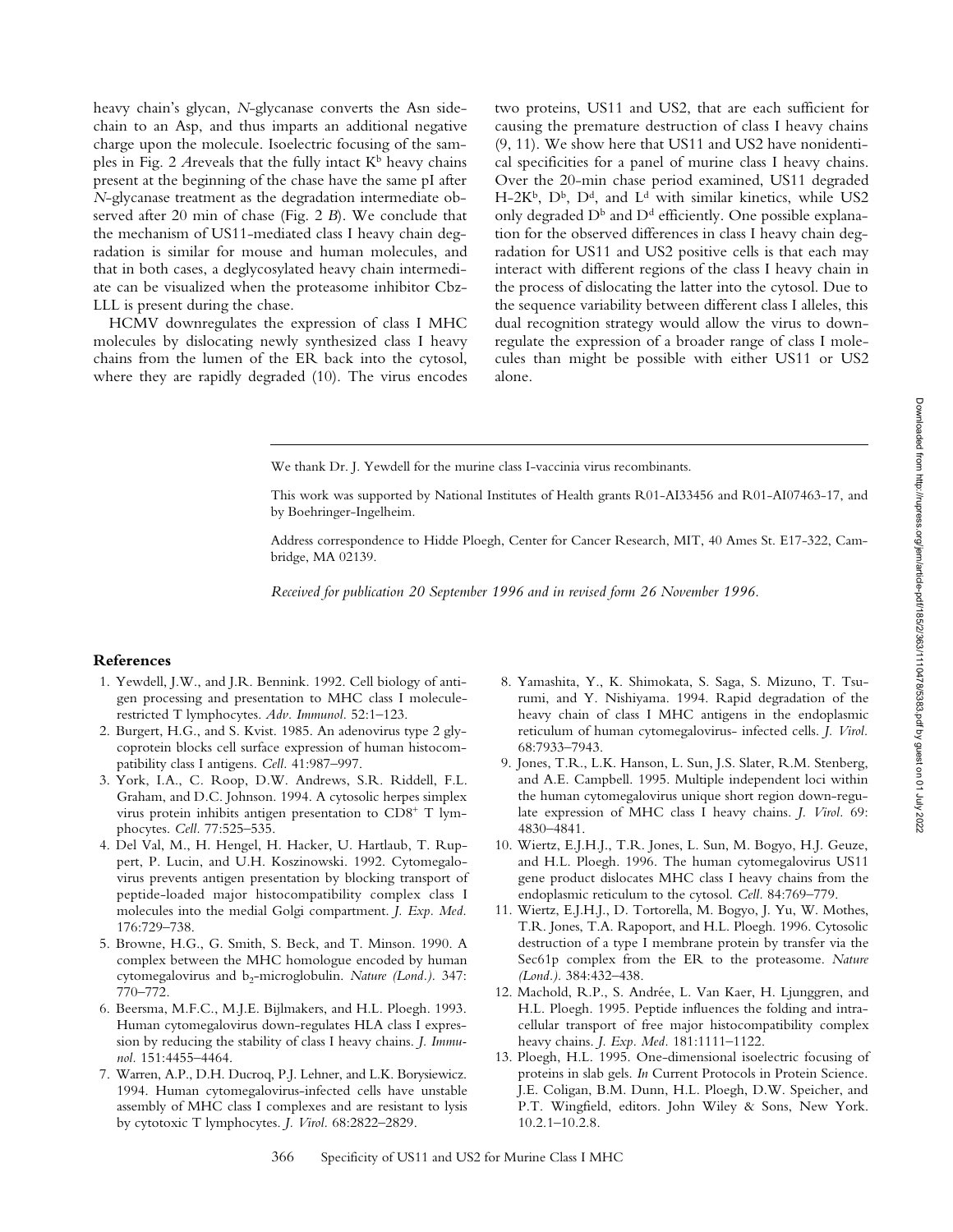heavy chain's glycan, *N*-glycanase converts the Asn sidechain to an Asp, and thus imparts an additional negative charge upon the molecule. Isoelectric focusing of the samples in Fig. 2 *A* reveals that the fully intact $K^b$ heavy chains present at the beginning of the chase have the same pI after *N*-glycanase treatment as the degradation intermediate observed after 20 min of chase (Fig. 2 *B*). We conclude that the mechanism of US11-mediated class I heavy chain degradation is similar for mouse and human molecules, and that in both cases, a deglycosylated heavy chain intermediate can be visualized when the proteasome inhibitor Cbz-LLL is present during the chase.

HCMV downregulates the expression of class I MHC molecules by dislocating newly synthesized class I heavy chains from the lumen of the ER back into the cytosol, where they are rapidly degraded (10). The virus encodes two proteins, US11 and US2, that are each sufficient for causing the premature destruction of class I heavy chains (9, 11). We show here that US11 and US2 have nonidentical specificities for a panel of murine class I heavy chains. Over the 20-min chase period examined, US11 degraded H-$2K^b$, $D^b$, $D^d$, and $L^d$ with similar kinetics, while US2 only degraded $D^b$ and $D^d$ efficiently. One possible explanation for the observed differences in class I heavy chain degradation for US11 and US2 positive cells is that each may interact with different regions of the class I heavy chain in the process of dislocating the latter into the cytosol. Due to the sequence variability between different class I alleles, this dual recognition strategy would allow the virus to downregulate the expression of a broader range of class I molecules than might be possible with either US11 or US2 alone.

---

We thank Dr. J. Yewdell for the murine class I-vaccinia virus recombinants.

This work was supported by National Institutes of Health grants R01-AI33456 and R01-AI07463-17, and by Boehringer-Ingelheim.

Address correspondence to Hidde Ploegh, Center for Cancer Research, MIT, 40 Ames St. E17-322, Cambridge, MA 02139.

*Received for publication 20 September 1996 and in revised form 26 November 1996.*

## References

1. Yewdell, J.W., and J.R. Bennink. 1992. Cell biology of antigen processing and presentation to MHC class I molecule-restricted T lymphocytes. *Adv. Immunol.* 52:1–123.
2. Burgert, H.G., and S. Kvist. 1985. An adenovirus type 2 glycoprotein blocks cell surface expression of human histocompatibility class I antigens. *Cell.* 41:987–997.
3. York, I.A., C. Roop, D.W. Andrews, S.R. Riddell, F.L. Graham, and D.C. Johnson. 1994. A cytosolic herpes simplex virus protein inhibits antigen presentation to $CD8^+$ T lymphocytes. *Cell.* 77:525–535.
4. Del Val, M., H. Hengel, H. Hacker, U. Hartlaub, T. Ruppert, P. Lucin, and U.H. Koszinowski. 1992. Cytomegalovirus prevents antigen presentation by blocking transport of peptide-loaded major histocompatibility complex class I molecules into the medial Golgi compartment. *J. Exp. Med.* 176:729–738.
5. Browne, H.G., G. Smith, S. Beck, and T. Minson. 1990. A complex between the MHC homologue encoded by human cytomegalovirus and $b_2$-microglobulin. *Nature (Lond.).* 347: 770–772.
6. Beersma, M.F.C., M.J.E. Bijlmakers, and H.L. Ploegh. 1993. Human cytomegalovirus down-regulates HLA class I expression by reducing the stability of class I heavy chains. *J. Immunol.* 151:4455–4464.
7. Warren, A.P., D.H. Ducroq, P.J. Lehner, and L.K. Borysiewicz. 1994. Human cytomegalovirus-infected cells have unstable assembly of MHC class I complexes and are resistant to lysis by cytotoxic T lymphocytes. *J. Virol.* 68:2822–2829.
8. Yamashita, Y., K. Shimokata, S. Saga, S. Mizuno, T. Tsurumi, and Y. Nishiyama. 1994. Rapid degradation of the heavy chain of class I MHC antigens in the endoplasmic reticulum of human cytomegalovirus- infected cells. *J. Virol.* 68:7933–7943.
9. Jones, T.R., L.K. Hanson, L. Sun, J.S. Slater, R.M. Stenberg, and A.E. Campbell. 1995. Multiple independent loci within the human cytomegalovirus unique short region down-regulate expression of MHC class I heavy chains. *J. Virol.* 69: 4830–4841.
10. Wiertz, E.J.H.J., T.R. Jones, L. Sun, M. Bogyo, H.J. Geuze, and H.L. Ploegh. 1996. The human cytomegalovirus US11 gene product dislocates MHC class I heavy chains from the endoplasmic reticulum to the cytosol. *Cell.* 84:769–779.
11. Wiertz, E.J.H.J., D. Tortorella, M. Bogyo, J. Yu, W. Mothes, T.R. Jones, T.A. Rapoport, and H.L. Ploegh. 1996. Cytosolic destruction of a type I membrane protein by transfer via the Sec61p complex from the ER to the proteasome. *Nature (Lond.).* 384:432–438.
12. Machold, R.P., S. Andrée, L. Van Kaer, H. Ljunggren, and H.L. Ploegh. 1995. Peptide influences the folding and intracellular transport of free major histocompatibility complex heavy chains. *J. Exp. Med.* 181:1111–1122.
13. Ploegh, H.L. 1995. One-dimensional isoelectric focusing of proteins in slab gels. *In* Current Protocols in Protein Science. J.E. Coligan, B.M. Dunn, H.L. Ploegh, D.W. Speicher, and P.T. Wingfield, editors. John Wiley & Sons, New York. 10.2.1–10.2.8.